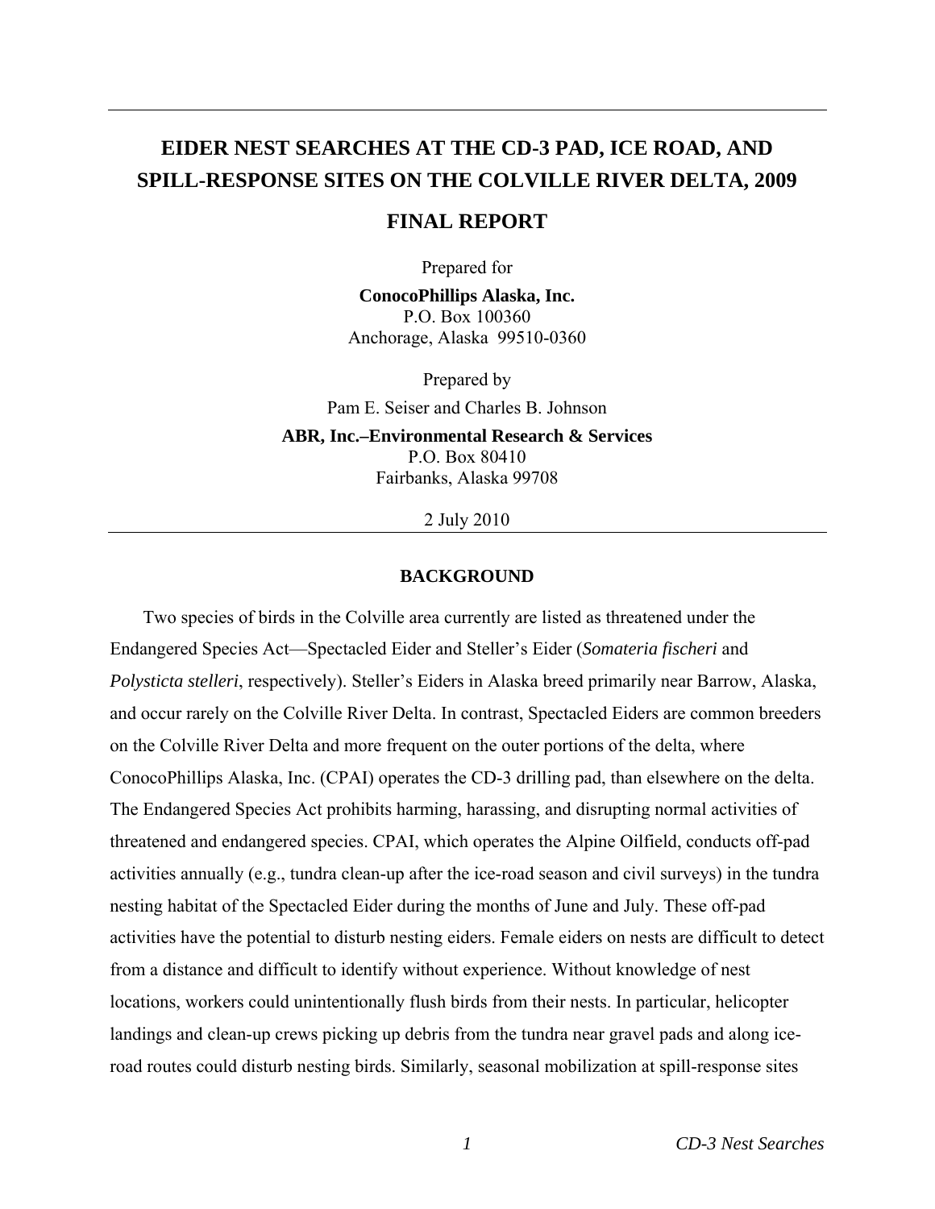# EIDER NEST SEARCHES AT THE CD-3 PAD, ICE ROAD, AND SPILL-RESPONSE SITES ON THE COLVILLE RIVER DELTA, 2009

## FINAL REPORT

Prepared for

**ConocoPhillips Alaska, Inc.**
P.O. Box 100360
Anchorage, Alaska 99510-0360

Prepared by

Pam E. Seiser and Charles B. Johnson

**ABR, Inc.–Environmental Research & Services**
P.O. Box 80410
Fairbanks, Alaska 99708

2 July 2010

## BACKGROUND

Two species of birds in the Colville area currently are listed as threatened under the Endangered Species Act—Spectacled Eider and Steller's Eider (*Somateria fischeri* and *Polysticta stelleri*, respectively). Steller's Eiders in Alaska breed primarily near Barrow, Alaska, and occur rarely on the Colville River Delta. In contrast, Spectacled Eiders are common breeders on the Colville River Delta and more frequent on the outer portions of the delta, where ConocoPhillips Alaska, Inc. (CPAI) operates the CD-3 drilling pad, than elsewhere on the delta. The Endangered Species Act prohibits harming, harassing, and disrupting normal activities of threatened and endangered species. CPAI, which operates the Alpine Oilfield, conducts off-pad activities annually (e.g., tundra clean-up after the ice-road season and civil surveys) in the tundra nesting habitat of the Spectacled Eider during the months of June and July. These off-pad activities have the potential to disturb nesting eiders. Female eiders on nests are difficult to detect from a distance and difficult to identify without experience. Without knowledge of nest locations, workers could unintentionally flush birds from their nests. In particular, helicopter landings and clean-up crews picking up debris from the tundra near gravel pads and along ice-road routes could disturb nesting birds. Similarly, seasonal mobilization at spill-response sites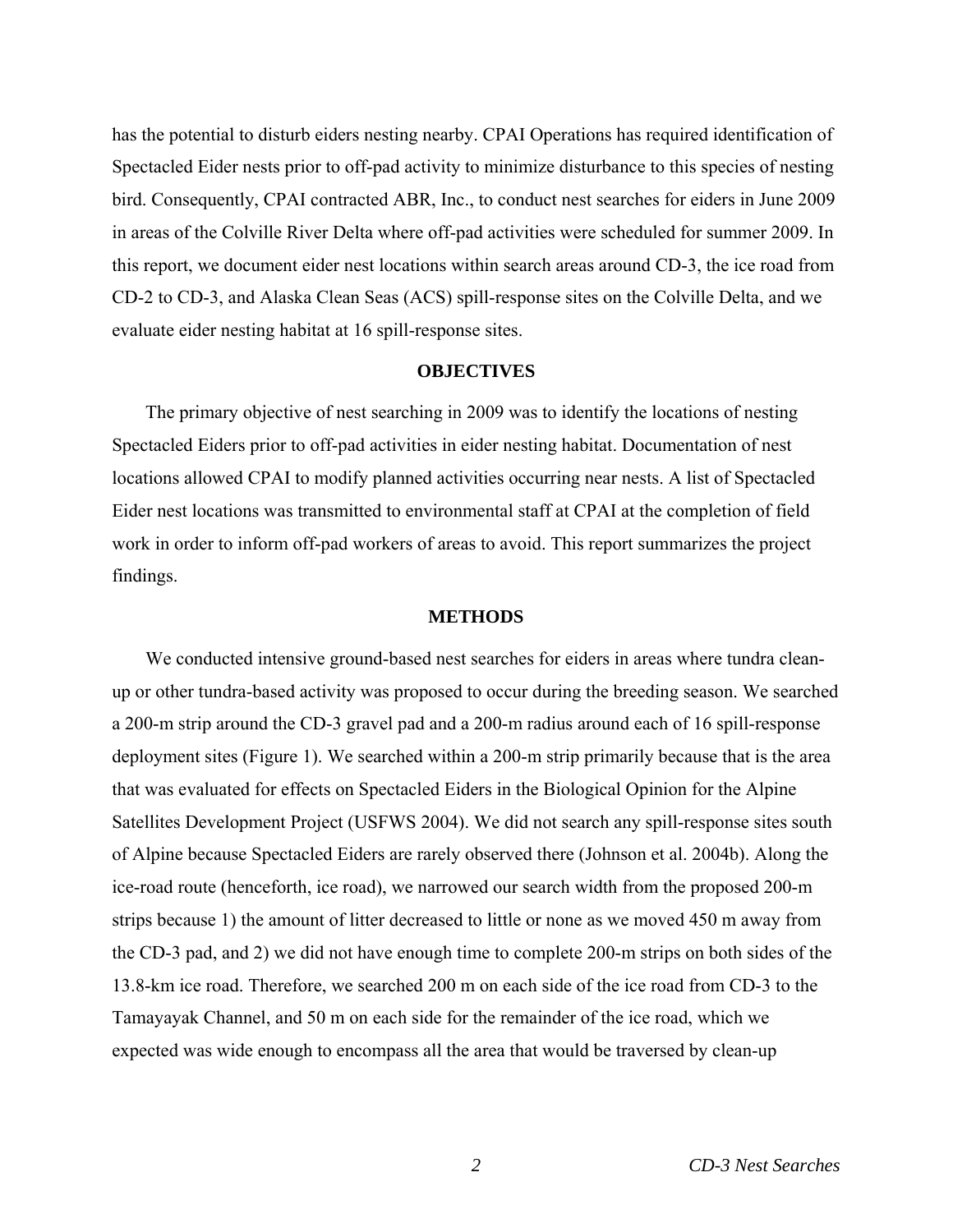has the potential to disturb eiders nesting nearby. CPAI Operations has required identification of Spectacled Eider nests prior to off-pad activity to minimize disturbance to this species of nesting bird. Consequently, CPAI contracted ABR, Inc., to conduct nest searches for eiders in June 2009 in areas of the Colville River Delta where off-pad activities were scheduled for summer 2009. In this report, we document eider nest locations within search areas around CD-3, the ice road from CD-2 to CD-3, and Alaska Clean Seas (ACS) spill-response sites on the Colville Delta, and we evaluate eider nesting habitat at 16 spill-response sites.

## OBJECTIVES

The primary objective of nest searching in 2009 was to identify the locations of nesting Spectacled Eiders prior to off-pad activities in eider nesting habitat. Documentation of nest locations allowed CPAI to modify planned activities occurring near nests. A list of Spectacled Eider nest locations was transmitted to environmental staff at CPAI at the completion of field work in order to inform off-pad workers of areas to avoid. This report summarizes the project findings.

## METHODS

We conducted intensive ground-based nest searches for eiders in areas where tundra clean-up or other tundra-based activity was proposed to occur during the breeding season. We searched a 200-m strip around the CD-3 gravel pad and a 200-m radius around each of 16 spill-response deployment sites (Figure 1). We searched within a 200-m strip primarily because that is the area that was evaluated for effects on Spectacled Eiders in the Biological Opinion for the Alpine Satellites Development Project (USFWS 2004). We did not search any spill-response sites south of Alpine because Spectacled Eiders are rarely observed there (Johnson et al. 2004b). Along the ice-road route (henceforth, ice road), we narrowed our search width from the proposed 200-m strips because 1) the amount of litter decreased to little or none as we moved 450 m away from the CD-3 pad, and 2) we did not have enough time to complete 200-m strips on both sides of the 13.8-km ice road. Therefore, we searched 200 m on each side of the ice road from CD-3 to the Tamayayak Channel, and 50 m on each side for the remainder of the ice road, which we expected was wide enough to encompass all the area that would be traversed by clean-up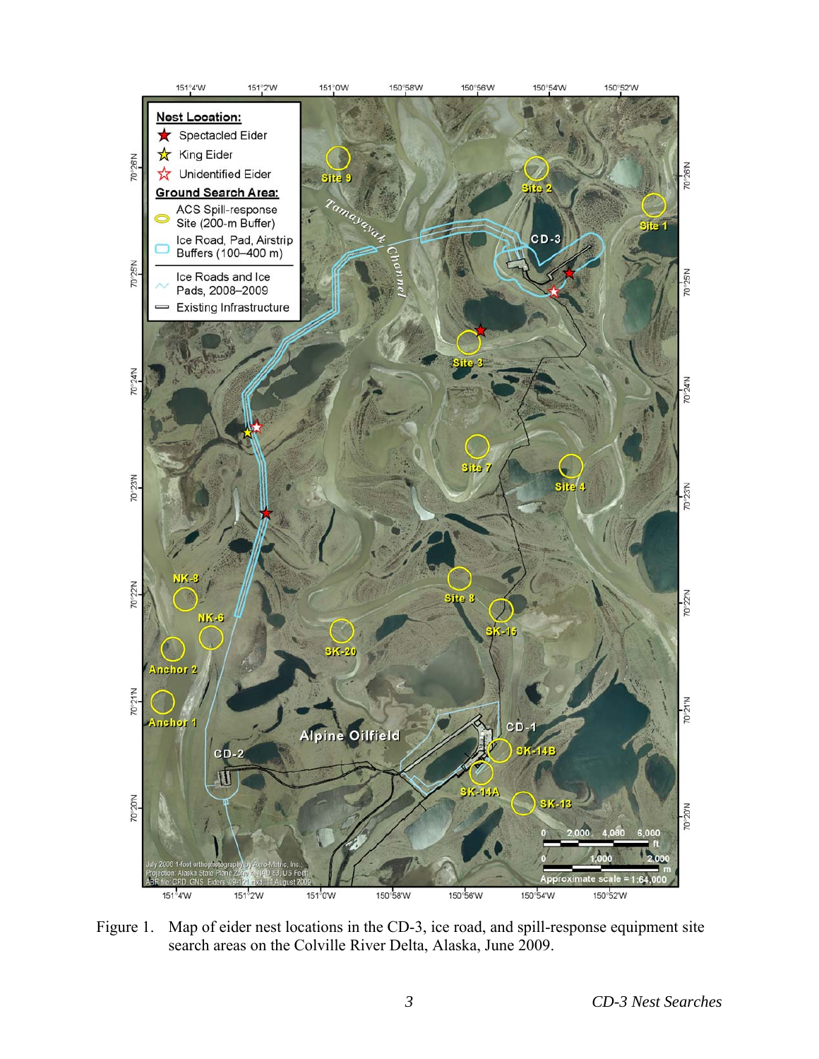Figure 1. Map of eider nest locations in the CD-3, ice road, and spill-response equipment site search areas on the Colville River Delta, Alaska, June 2009.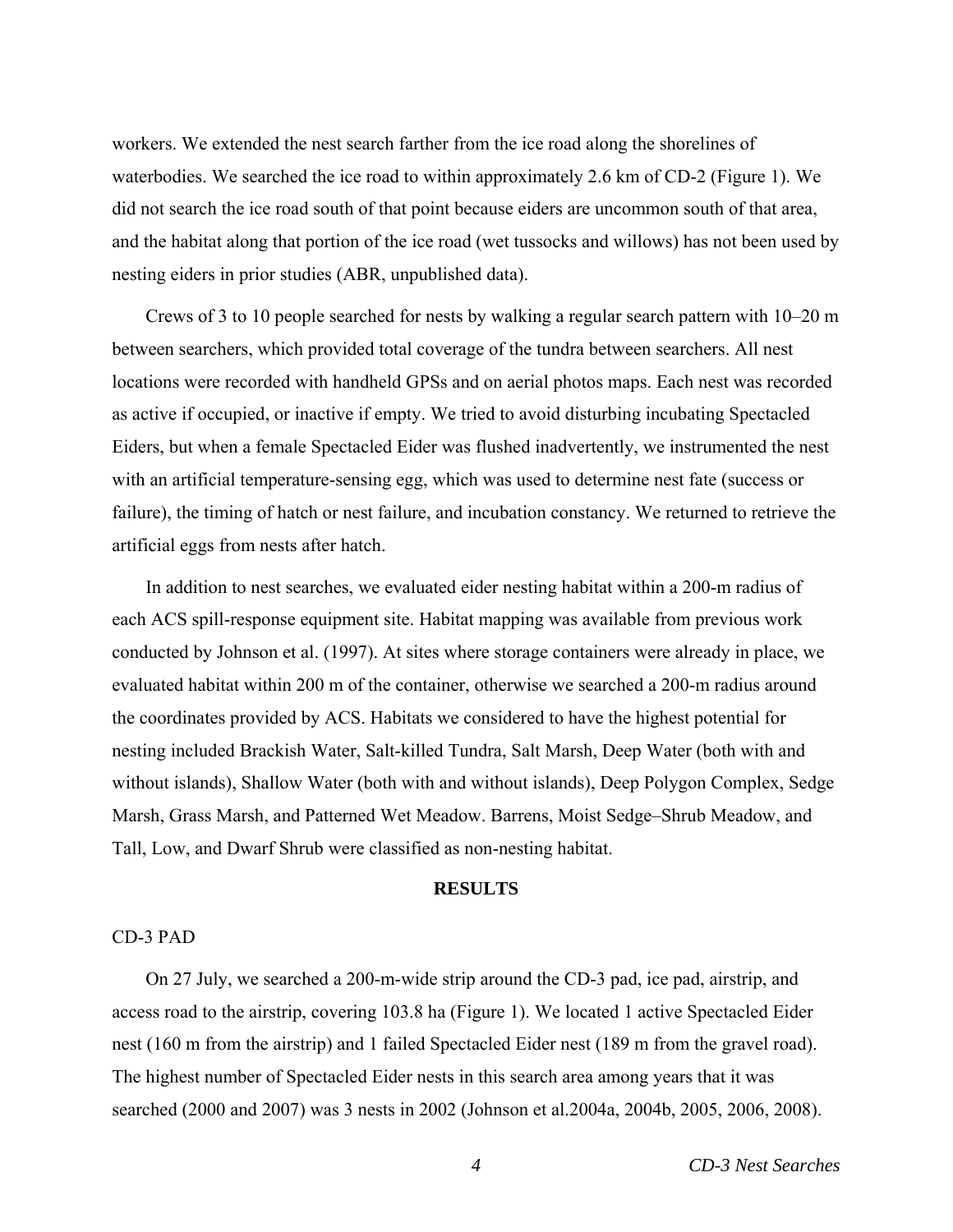workers. We extended the nest search farther from the ice road along the shorelines of waterbodies. We searched the ice road to within approximately 2.6 km of CD-2 (Figure 1). We did not search the ice road south of that point because eiders are uncommon south of that area, and the habitat along that portion of the ice road (wet tussocks and willows) has not been used by nesting eiders in prior studies (ABR, unpublished data).

Crews of 3 to 10 people searched for nests by walking a regular search pattern with 10–20 m between searchers, which provided total coverage of the tundra between searchers. All nest locations were recorded with handheld GPSs and on aerial photos maps. Each nest was recorded as active if occupied, or inactive if empty. We tried to avoid disturbing incubating Spectacled Eiders, but when a female Spectacled Eider was flushed inadvertently, we instrumented the nest with an artificial temperature-sensing egg, which was used to determine nest fate (success or failure), the timing of hatch or nest failure, and incubation constancy. We returned to retrieve the artificial eggs from nests after hatch.

In addition to nest searches, we evaluated eider nesting habitat within a 200-m radius of each ACS spill-response equipment site. Habitat mapping was available from previous work conducted by Johnson et al. (1997). At sites where storage containers were already in place, we evaluated habitat within 200 m of the container, otherwise we searched a 200-m radius around the coordinates provided by ACS. Habitats we considered to have the highest potential for nesting included Brackish Water, Salt-killed Tundra, Salt Marsh, Deep Water (both with and without islands), Shallow Water (both with and without islands), Deep Polygon Complex, Sedge Marsh, Grass Marsh, and Patterned Wet Meadow. Barrens, Moist Sedge–Shrub Meadow, and Tall, Low, and Dwarf Shrub were classified as non-nesting habitat.

## RESULTS

### CD-3 PAD

On 27 July, we searched a 200-m-wide strip around the CD-3 pad, ice pad, airstrip, and access road to the airstrip, covering 103.8 ha (Figure 1). We located 1 active Spectacled Eider nest (160 m from the airstrip) and 1 failed Spectacled Eider nest (189 m from the gravel road). The highest number of Spectacled Eider nests in this search area among years that it was searched (2000 and 2007) was 3 nests in 2002 (Johnson et al.2004a, 2004b, 2005, 2006, 2008).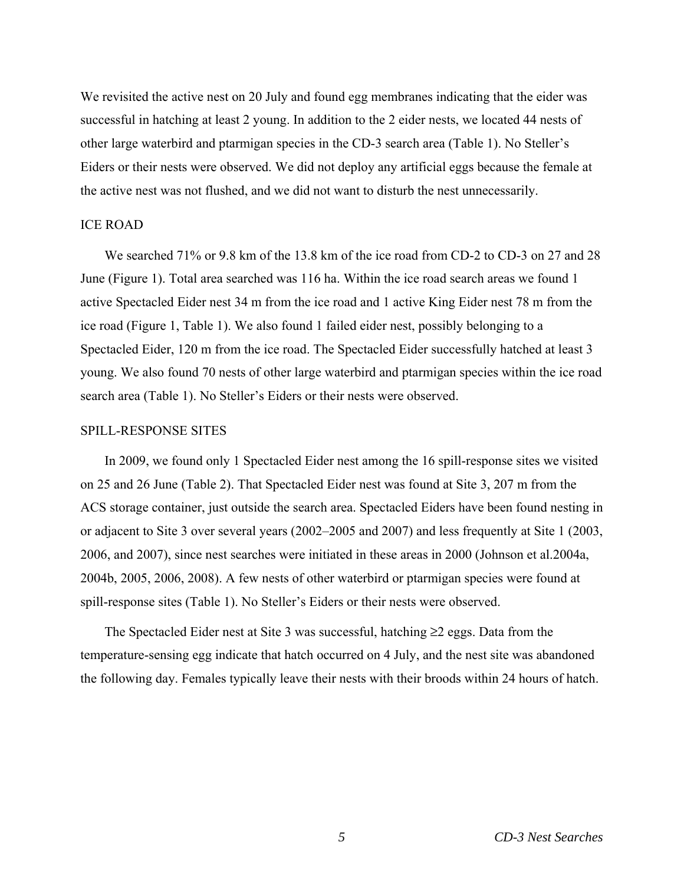We revisited the active nest on 20 July and found egg membranes indicating that the eider was successful in hatching at least 2 young. In addition to the 2 eider nests, we located 44 nests of other large waterbird and ptarmigan species in the CD-3 search area (Table 1). No Steller's Eiders or their nests were observed. We did not deploy any artificial eggs because the female at the active nest was not flushed, and we did not want to disturb the nest unnecessarily.

## ICE ROAD

We searched 71% or 9.8 km of the 13.8 km of the ice road from CD-2 to CD-3 on 27 and 28 June (Figure 1). Total area searched was 116 ha. Within the ice road search areas we found 1 active Spectacled Eider nest 34 m from the ice road and 1 active King Eider nest 78 m from the ice road (Figure 1, Table 1). We also found 1 failed eider nest, possibly belonging to a Spectacled Eider, 120 m from the ice road. The Spectacled Eider successfully hatched at least 3 young. We also found 70 nests of other large waterbird and ptarmigan species within the ice road search area (Table 1). No Steller's Eiders or their nests were observed.

## SPILL-RESPONSE SITES

In 2009, we found only 1 Spectacled Eider nest among the 16 spill-response sites we visited on 25 and 26 June (Table 2). That Spectacled Eider nest was found at Site 3, 207 m from the ACS storage container, just outside the search area. Spectacled Eiders have been found nesting in or adjacent to Site 3 over several years (2002–2005 and 2007) and less frequently at Site 1 (2003, 2006, and 2007), since nest searches were initiated in these areas in 2000 (Johnson et al.2004a, 2004b, 2005, 2006, 2008). A few nests of other waterbird or ptarmigan species were found at spill-response sites (Table 1). No Steller's Eiders or their nests were observed.

The Spectacled Eider nest at Site 3 was successful, hatching ≥2 eggs. Data from the temperature-sensing egg indicate that hatch occurred on 4 July, and the nest site was abandoned the following day. Females typically leave their nests with their broods within 24 hours of hatch.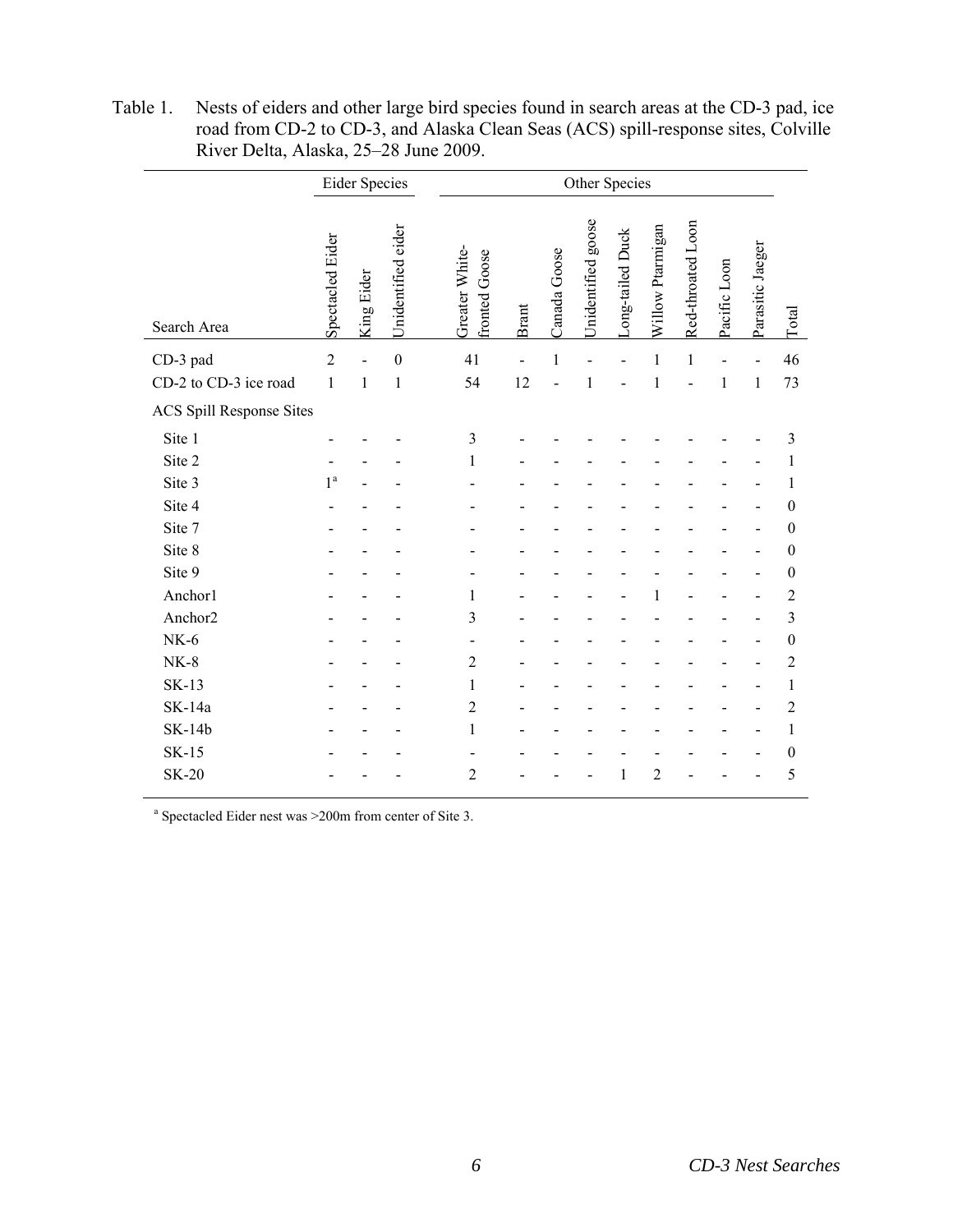Table 1. Nests of eiders and other large bird species found in search areas at the CD-3 pad, ice road from CD-2 to CD-3, and Alaska Clean Seas (ACS) spill-response sites, Colville River Delta, Alaska, 25–28 June 2009.

| | Eider Species | | | Other Species | | | | | | | | | |
|---|---|---|---|---|---|---|---|---|---|---|---|---|---|
| Search Area | Spectacled Eider | King Eider | Unidentified eider | Greater White-fronted Goose | Brant | Canada Goose | Unidentified goose | Long-tailed Duck | Willow Ptarmigan | Red-throated Loon | Pacific Loon | Parasitic Jaeger | Total |
| CD-3 pad | 2 | - | 0 | 41 | - | 1 | - | - | 1 | 1 | - | - | 46 |
| CD-2 to CD-3 ice road | 1 | 1 | 1 | 54 | 12 | - | 1 | - | 1 | - | 1 | 1 | 73 |
| ACS Spill Response Sites | | | | | | | | | | | | | |
| Site 1 | - | - | - | 3 | - | - | - | - | - | - | - | - | 3 |
| Site 2 | - | - | - | 1 | - | - | - | - | - | - | - | - | 1 |
| Site 3 | 1[a] | - | - | - | - | - | - | - | - | - | - | - | 1 |
| Site 4 | - | - | - | - | - | - | - | - | - | - | - | - | 0 |
| Site 7 | - | - | - | - | - | - | - | - | - | - | - | - | 0 |
| Site 8 | - | - | - | - | - | - | - | - | - | - | - | - | 0 |
| Site 9 | - | - | - | - | - | - | - | - | - | - | - | - | 0 |
| Anchor1 | - | - | - | 1 | - | - | - | - | 1 | - | - | - | 2 |
| Anchor2 | - | - | - | 3 | - | - | - | - | - | - | - | - | 3 |
| NK-6 | - | - | - | - | - | - | - | - | - | - | - | - | 0 |
| NK-8 | - | - | - | 2 | - | - | - | - | - | - | - | - | 2 |
| SK-13 | - | - | - | 1 | - | - | - | - | - | - | - | - | 1 |
| SK-14a | - | - | - | 2 | - | - | - | - | - | - | - | - | 2 |
| SK-14b | - | - | - | 1 | - | - | - | - | - | - | - | - | 1 |
| SK-15 | - | - | - | - | - | - | - | - | - | - | - | - | 0 |
| SK-20 | - | - | - | 2 | - | - | - | 1 | 2 | - | - | - | 5 |

[a] Spectacled Eider nest was >200m from center of Site 3.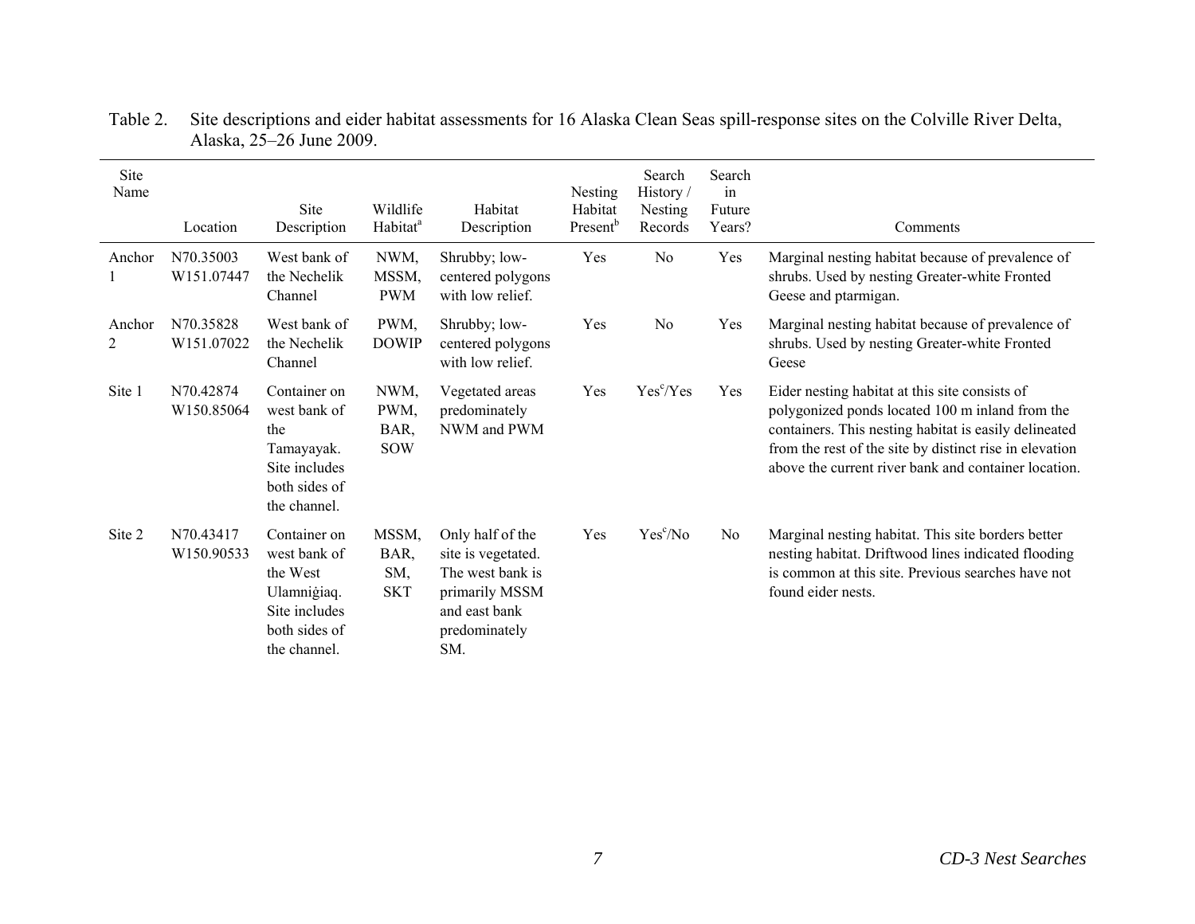Table 2. Site descriptions and eider habitat assessments for 16 Alaska Clean Seas spill-response sites on the Colville River Delta, Alaska, 25–26 June 2009.

| Site Name | Location | Site Description | Wildlife Habitat[a] | Habitat Description | Nesting Habitat Present[b] | Search History / Nesting Records | Search in Future Years? | Comments |
|---|---|---|---|---|---|---|---|---|
| Anchor 1 | N70.35003 W151.07447 | West bank of the Nechelik Channel | NWM, MSSM, PWM | Shrubby; low-centered polygons with low relief. | Yes | No | Yes | Marginal nesting habitat because of prevalence of shrubs. Used by nesting Greater-white Fronted Geese and ptarmigan. |
| Anchor 2 | N70.35828 W151.07022 | West bank of the Nechelik Channel | PWM, DOWIP | Shrubby; low-centered polygons with low relief. | Yes | No | Yes | Marginal nesting habitat because of prevalence of shrubs. Used by nesting Greater-white Fronted Geese |
| Site 1 | N70.42874 W150.85064 | Container on west bank of the Tamayayak. Site includes both sides of the channel. | NWM, PWM, BAR, SOW | Vegetated areas predominately NWM and PWM | Yes | Yes[c]/Yes | Yes | Eider nesting habitat at this site consists of polygonized ponds located 100 m inland from the containers. This nesting habitat is easily delineated from the rest of the site by distinct rise in elevation above the current river bank and container location. |
| Site 2 | N70.43417 W150.90533 | Container on west bank of the West Ulamniġiaq. Site includes both sides of the channel. | MSSM, BAR, SM, SKT | Only half of the site is vegetated. The west bank is primarily MSSM and east bank predominately SM. | Yes | Yes[c]/No | No | Marginal nesting habitat. This site borders better nesting habitat. Driftwood lines indicated flooding is common at this site. Previous searches have not found eider nests. |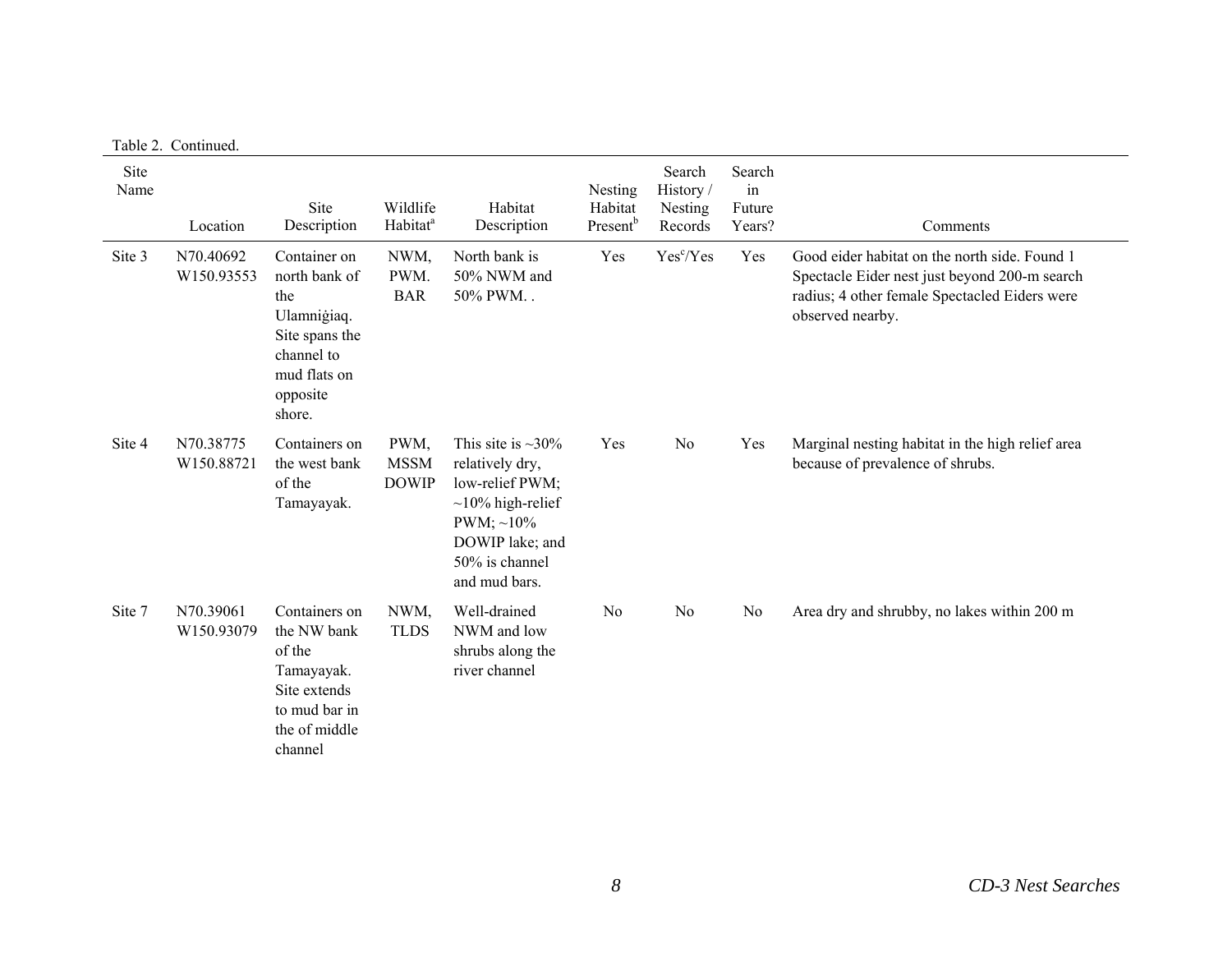Table 2. Continued.

| Site Name | Location | Site Description | Wildlife Habitat[a] | Habitat Description | Nesting Habitat Present[b] | Search History / Nesting Records | Search in Future Years? | Comments |
|---|---|---|---|---|---|---|---|---|
| Site 3 | N70.40692 W150.93553 | Container on north bank of the Ulamniġiaq. Site spans the channel to mud flats on opposite shore. | NWM, PWM. BAR | North bank is 50% NWM and 50% PWM. . | Yes | Yes[c]/Yes | Yes | Good eider habitat on the north side. Found 1 Spectacle Eider nest just beyond 200-m search radius; 4 other female Spectacled Eiders were observed nearby. |
| Site 4 | N70.38775 W150.88721 | Containers on the west bank of the Tamayayak. | PWM, MSSM DOWIP | This site is ~30% relatively dry, low-relief PWM; ~10% high-relief PWM; ~10% DOWIP lake; and 50% is channel and mud bars. | Yes | No | Yes | Marginal nesting habitat in the high relief area because of prevalence of shrubs. |
| Site 7 | N70.39061 W150.93079 | Containers on the NW bank of the Tamayayak. Site extends to mud bar in the of middle channel | NWM, TLDS | Well-drained NWM and low shrubs along the river channel | No | No | No | Area dry and shrubby, no lakes within 200 m |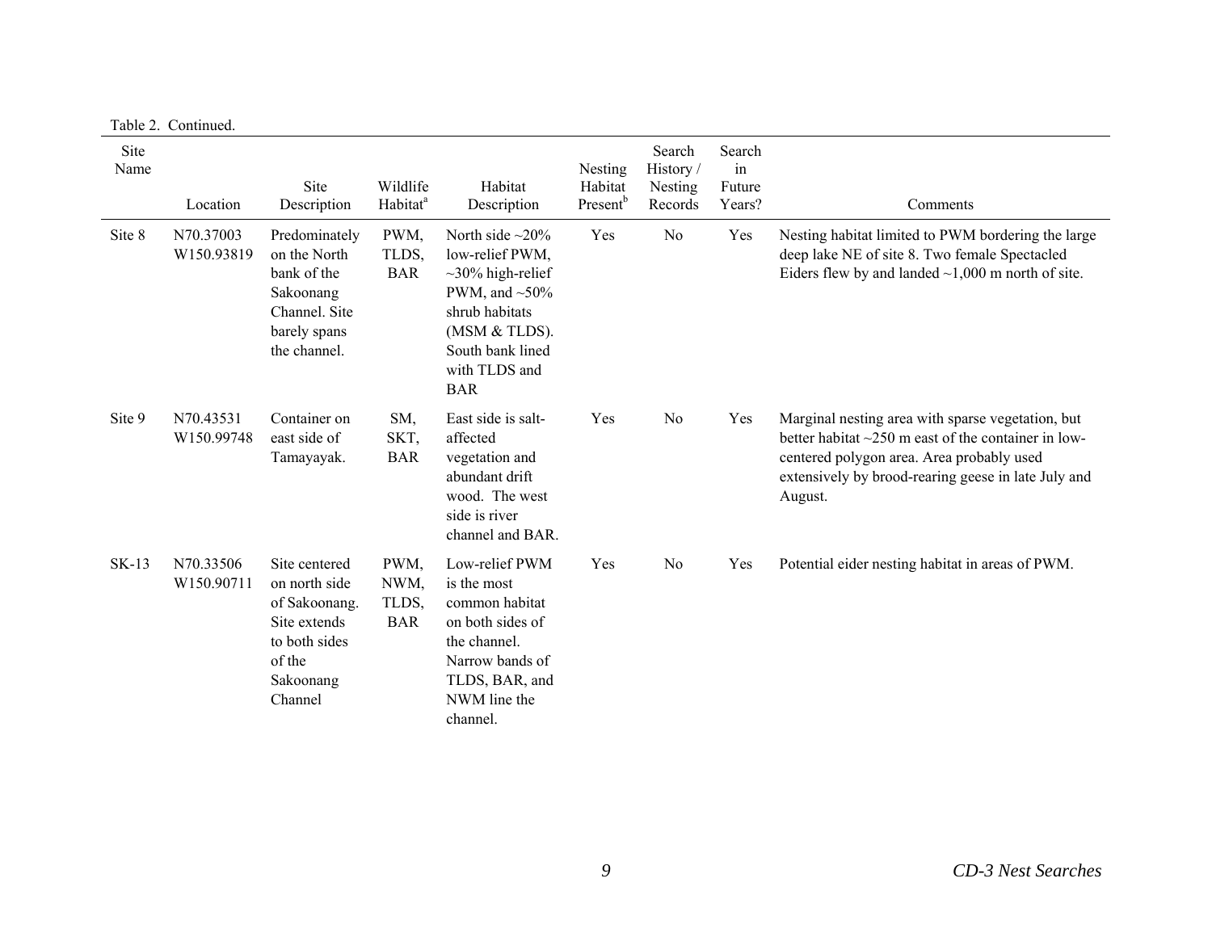Table 2. Continued.

| Site Name | Location | Site Description | Wildlife Habitat[a] | Habitat Description | Nesting Habitat Present[b] | Search History / Nesting Records | Search in Future Years? | Comments |
|---|---|---|---|---|---|---|---|---|
| Site 8 | N70.37003 W150.93819 | Predominately on the North bank of the Sakoonang Channel. Site barely spans the channel. | PWM, TLDS, BAR | North side ~20% low-relief PWM, ~30% high-relief PWM, and ~50% shrub habitats (MSM & TLDS). South bank lined with TLDS and BAR | Yes | No | Yes | Nesting habitat limited to PWM bordering the large deep lake NE of site 8. Two female Spectacled Eiders flew by and landed ~1,000 m north of site. |
| Site 9 | N70.43531 W150.99748 | Container on east side of Tamayayak. | SM, SKT, BAR | East side is salt-affected vegetation and abundant drift wood. The west side is river channel and BAR. | Yes | No | Yes | Marginal nesting area with sparse vegetation, but better habitat ~250 m east of the container in low-centered polygon area. Area probably used extensively by brood-rearing geese in late July and August. |
| SK-13 | N70.33506 W150.90711 | Site centered on north side of Sakoonang. Site extends to both sides of the Sakoonang Channel | PWM, NWM, TLDS, BAR | Low-relief PWM is the most common habitat on both sides of the channel. Narrow bands of TLDS, BAR, and NWM line the channel. | Yes | No | Yes | Potential eider nesting habitat in areas of PWM. |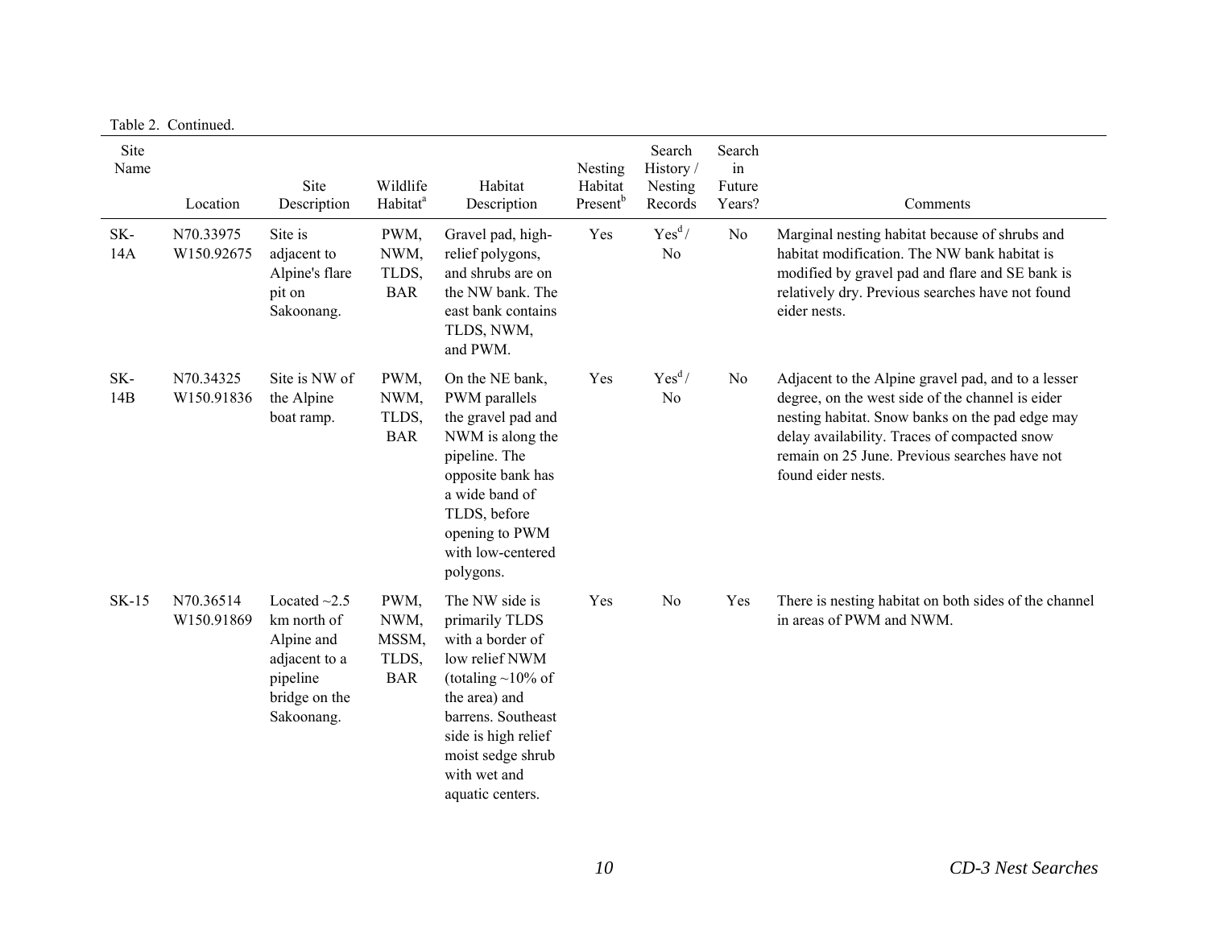Table 2. Continued.

| Site Name | Location | Site Description | Wildlife Habitat[a] | Habitat Description | Nesting Habitat Present[b] | Search History / Nesting Records | Search in Future Years? | Comments |
|---|---|---|---|---|---|---|---|---|
| SK-14A | N70.33975 W150.92675 | Site is adjacent to Alpine's flare pit on Sakoonang. | PWM, NWM, TLDS, BAR | Gravel pad, high-relief polygons, and shrubs are on the NW bank. The east bank contains TLDS, NWM, and PWM. | Yes | Yes[d] / No | No | Marginal nesting habitat because of shrubs and habitat modification. The NW bank habitat is modified by gravel pad and flare and SE bank is relatively dry. Previous searches have not found eider nests. |
| SK-14B | N70.34325 W150.91836 | Site is NW of the Alpine boat ramp. | PWM, NWM, TLDS, BAR | On the NE bank, PWM parallels the gravel pad and NWM is along the pipeline. The opposite bank has a wide band of TLDS, before opening to PWM with low-centered polygons. | Yes | Yes[d] / No | No | Adjacent to the Alpine gravel pad, and to a lesser degree, on the west side of the channel is eider nesting habitat. Snow banks on the pad edge may delay availability. Traces of compacted snow remain on 25 June. Previous searches have not found eider nests. |
| SK-15 | N70.36514 W150.91869 | Located ~2.5 km north of Alpine and adjacent to a pipeline bridge on the Sakoonang. | PWM, NWM, MSSM, TLDS, BAR | The NW side is primarily TLDS with a border of low relief NWM (totaling ~10% of the area) and barrens. Southeast side is high relief moist sedge shrub with wet and aquatic centers. | Yes | No | Yes | There is nesting habitat on both sides of the channel in areas of PWM and NWM. |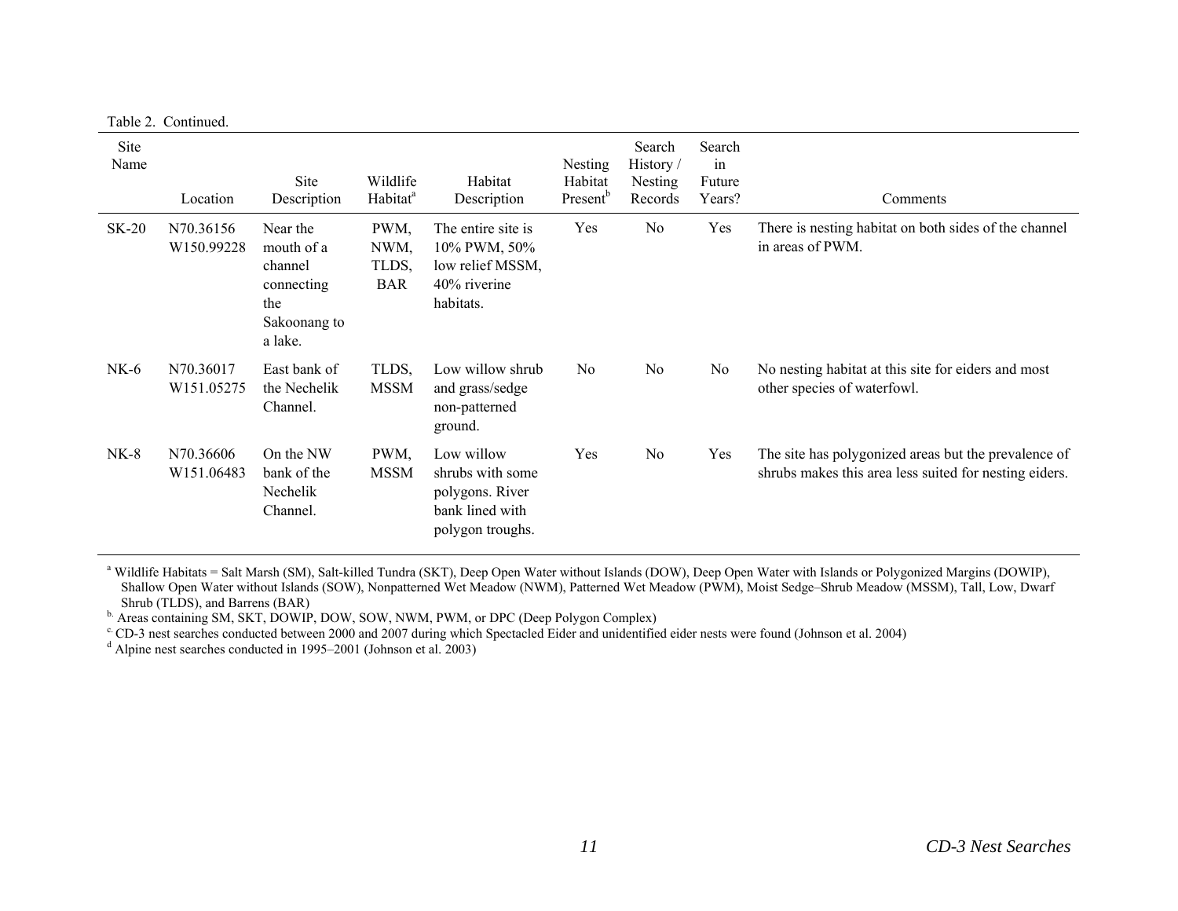Table 2. Continued.

| Site Name | Location | Site Description | Wildlife Habitat[a] | Habitat Description | Nesting Habitat Present[b] | Search History / Nesting Records | Search in Future Years? | Comments |
|---|---|---|---|---|---|---|---|---|
| SK-20 | N70.36156 W150.99228 | Near the mouth of a channel connecting the Sakoonang to a lake. | PWM, NWM, TLDS, BAR | The entire site is 10% PWM, 50% low relief MSSM, 40% riverine habitats. | Yes | No | Yes | There is nesting habitat on both sides of the channel in areas of PWM. |
| NK-6 | N70.36017 W151.05275 | East bank of the Nechelik Channel. | TLDS, MSSM | Low willow shrub and grass/sedge non-patterned ground. | No | No | No | No nesting habitat at this site for eiders and most other species of waterfowl. |
| NK-8 | N70.36606 W151.06483 | On the NW bank of the Nechelik Channel. | PWM, MSSM | Low willow shrubs with some polygons. River bank lined with polygon troughs. | Yes | No | Yes | The site has polygonized areas but the prevalence of shrubs makes this area less suited for nesting eiders. |

[a] Wildlife Habitats = Salt Marsh (SM), Salt-killed Tundra (SKT), Deep Open Water without Islands (DOW), Deep Open Water with Islands or Polygonized Margins (DOWIP), Shallow Open Water without Islands (SOW), Nonpatterned Wet Meadow (NWM), Patterned Wet Meadow (PWM), Moist Sedge–Shrub Meadow (MSSM), Tall, Low, Dwarf Shrub (TLDS), and Barrens (BAR)

[b] Areas containing SM, SKT, DOWIP, DOW, SOW, NWM, PWM, or DPC (Deep Polygon Complex)

[c] CD-3 nest searches conducted between 2000 and 2007 during which Spectacled Eider and unidentified eider nests were found (Johnson et al. 2004)

[d] Alpine nest searches conducted in 1995–2001 (Johnson et al. 2003)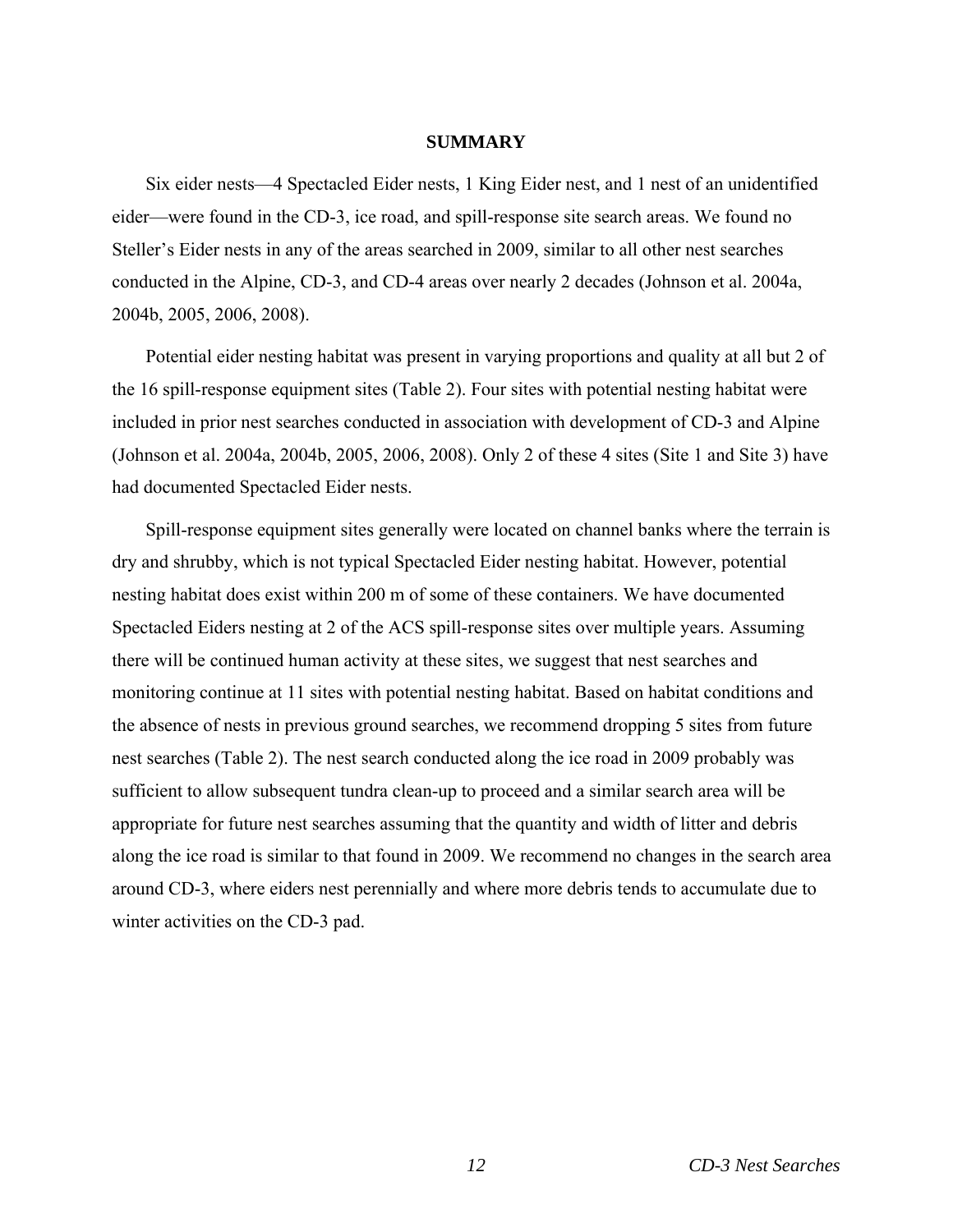## SUMMARY

Six eider nests—4 Spectacled Eider nests, 1 King Eider nest, and 1 nest of an unidentified eider—were found in the CD-3, ice road, and spill-response site search areas. We found no Steller's Eider nests in any of the areas searched in 2009, similar to all other nest searches conducted in the Alpine, CD-3, and CD-4 areas over nearly 2 decades (Johnson et al. 2004a, 2004b, 2005, 2006, 2008).

Potential eider nesting habitat was present in varying proportions and quality at all but 2 of the 16 spill-response equipment sites (Table 2). Four sites with potential nesting habitat were included in prior nest searches conducted in association with development of CD-3 and Alpine (Johnson et al. 2004a, 2004b, 2005, 2006, 2008). Only 2 of these 4 sites (Site 1 and Site 3) have had documented Spectacled Eider nests.

Spill-response equipment sites generally were located on channel banks where the terrain is dry and shrubby, which is not typical Spectacled Eider nesting habitat. However, potential nesting habitat does exist within 200 m of some of these containers. We have documented Spectacled Eiders nesting at 2 of the ACS spill-response sites over multiple years. Assuming there will be continued human activity at these sites, we suggest that nest searches and monitoring continue at 11 sites with potential nesting habitat. Based on habitat conditions and the absence of nests in previous ground searches, we recommend dropping 5 sites from future nest searches (Table 2). The nest search conducted along the ice road in 2009 probably was sufficient to allow subsequent tundra clean-up to proceed and a similar search area will be appropriate for future nest searches assuming that the quantity and width of litter and debris along the ice road is similar to that found in 2009. We recommend no changes in the search area around CD-3, where eiders nest perennially and where more debris tends to accumulate due to winter activities on the CD-3 pad.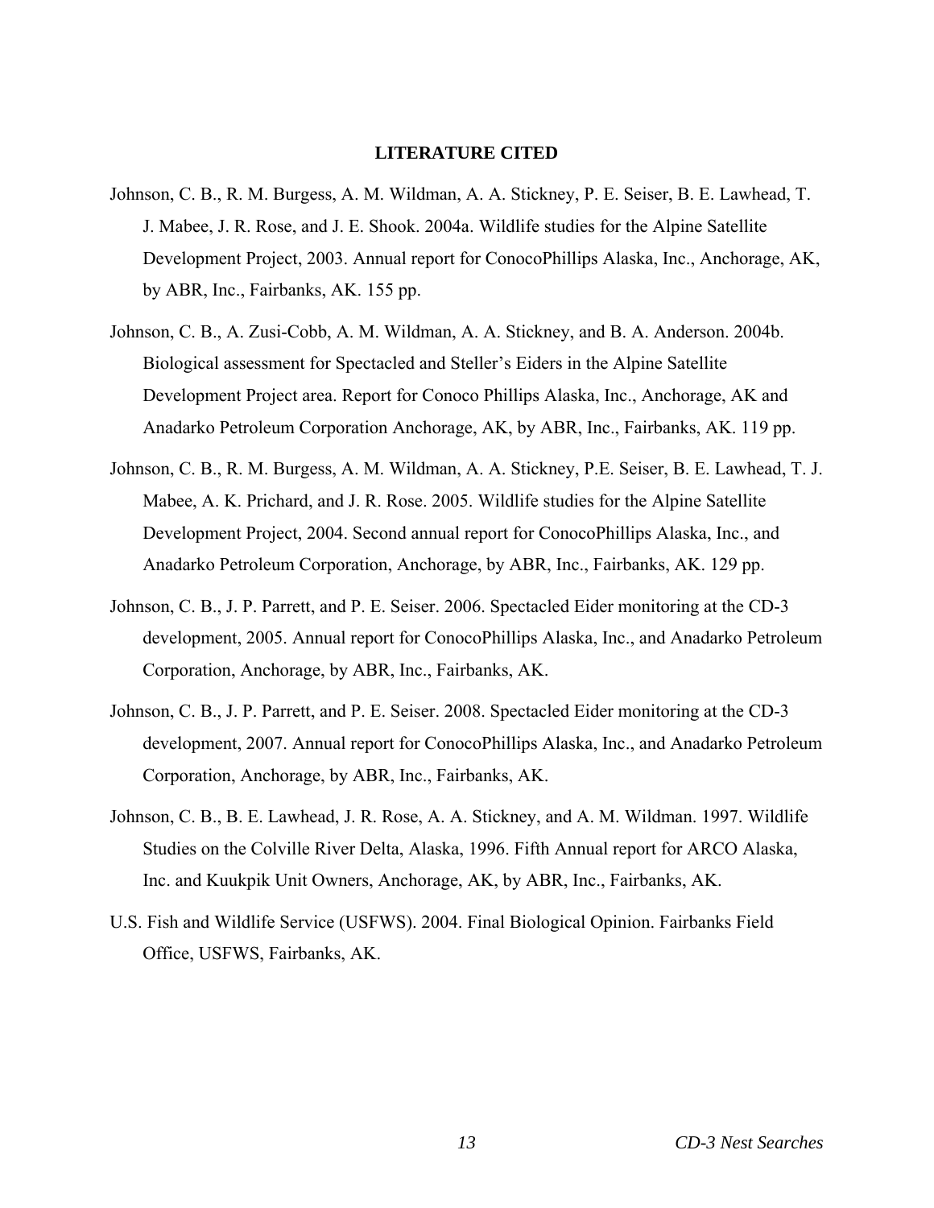## LITERATURE CITED

Johnson, C. B., R. M. Burgess, A. M. Wildman, A. A. Stickney, P. E. Seiser, B. E. Lawhead, T. J. Mabee, J. R. Rose, and J. E. Shook. 2004a. Wildlife studies for the Alpine Satellite Development Project, 2003. Annual report for ConocoPhillips Alaska, Inc., Anchorage, AK, by ABR, Inc., Fairbanks, AK. 155 pp.

Johnson, C. B., A. Zusi-Cobb, A. M. Wildman, A. A. Stickney, and B. A. Anderson. 2004b. Biological assessment for Spectacled and Steller's Eiders in the Alpine Satellite Development Project area. Report for Conoco Phillips Alaska, Inc., Anchorage, AK and Anadarko Petroleum Corporation Anchorage, AK, by ABR, Inc., Fairbanks, AK. 119 pp.

Johnson, C. B., R. M. Burgess, A. M. Wildman, A. A. Stickney, P.E. Seiser, B. E. Lawhead, T. J. Mabee, A. K. Prichard, and J. R. Rose. 2005. Wildlife studies for the Alpine Satellite Development Project, 2004. Second annual report for ConocoPhillips Alaska, Inc., and Anadarko Petroleum Corporation, Anchorage, by ABR, Inc., Fairbanks, AK. 129 pp.

Johnson, C. B., J. P. Parrett, and P. E. Seiser. 2006. Spectacled Eider monitoring at the CD-3 development, 2005. Annual report for ConocoPhillips Alaska, Inc., and Anadarko Petroleum Corporation, Anchorage, by ABR, Inc., Fairbanks, AK.

Johnson, C. B., J. P. Parrett, and P. E. Seiser. 2008. Spectacled Eider monitoring at the CD-3 development, 2007. Annual report for ConocoPhillips Alaska, Inc., and Anadarko Petroleum Corporation, Anchorage, by ABR, Inc., Fairbanks, AK.

Johnson, C. B., B. E. Lawhead, J. R. Rose, A. A. Stickney, and A. M. Wildman. 1997. Wildlife Studies on the Colville River Delta, Alaska, 1996. Fifth Annual report for ARCO Alaska, Inc. and Kuukpik Unit Owners, Anchorage, AK, by ABR, Inc., Fairbanks, AK.

U.S. Fish and Wildlife Service (USFWS). 2004. Final Biological Opinion. Fairbanks Field Office, USFWS, Fairbanks, AK.